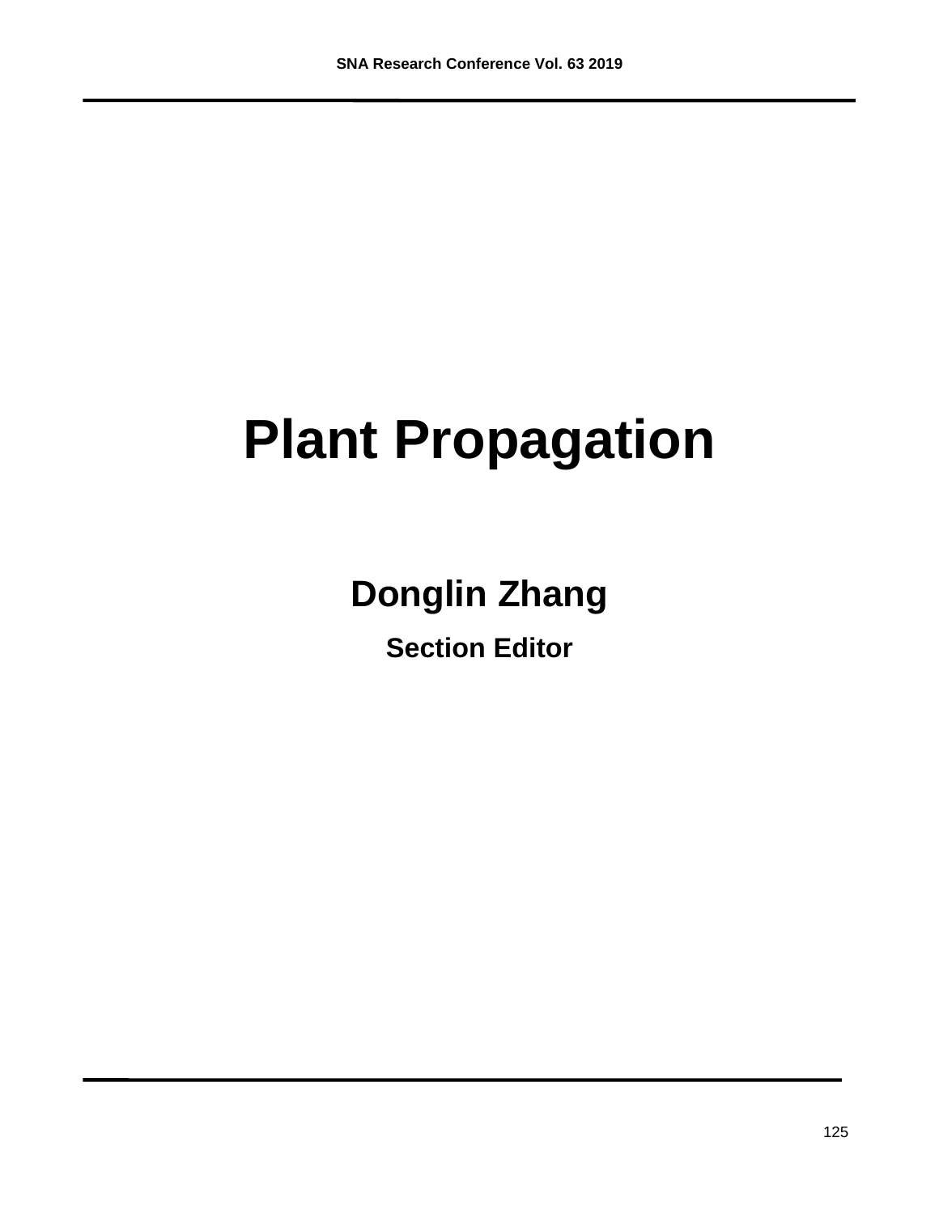# Plant Propagation

## Donglin Zhang

### Section Editor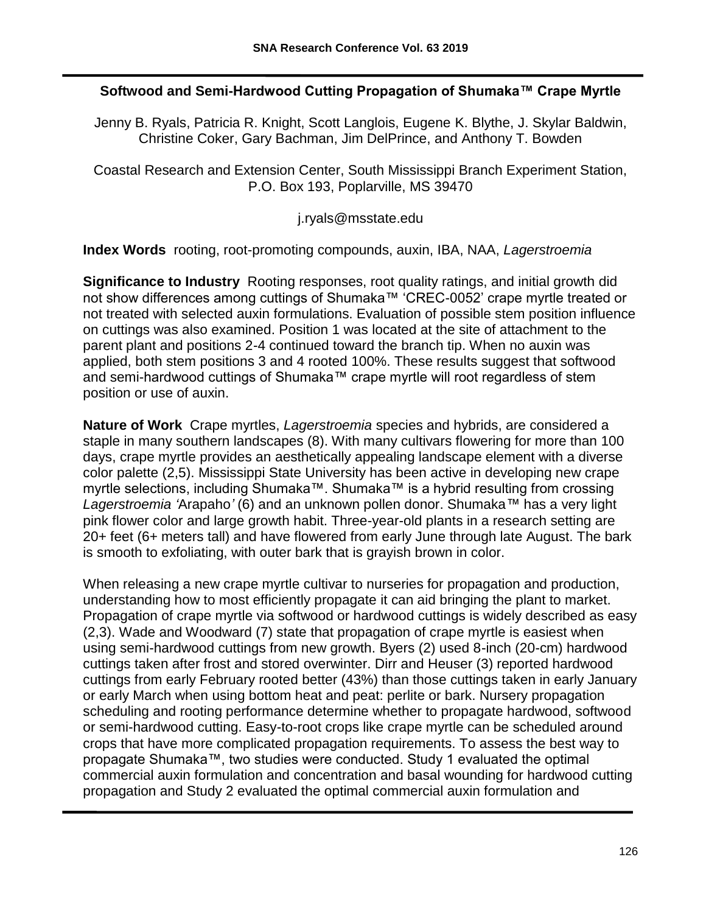## Softwood and Semi-Hardwood Cutting Propagation of Shumaka™ Crape Myrtle

Jenny B. Ryals, Patricia R. Knight, Scott Langlois, Eugene K. Blythe, J. Skylar Baldwin, Christine Coker, Gary Bachman, Jim DelPrince, and Anthony T. Bowden

Coastal Research and Extension Center, South Mississippi Branch Experiment Station, P.O. Box 193, Poplarville, MS 39470

j.ryals@msstate.edu

**Index Words** rooting, root-promoting compounds, auxin, IBA, NAA, *Lagerstroemia*

**Significance to Industry** Rooting responses, root quality ratings, and initial growth did not show differences among cuttings of Shumaka™ 'CREC-0052' crape myrtle treated or not treated with selected auxin formulations. Evaluation of possible stem position influence on cuttings was also examined. Position 1 was located at the site of attachment to the parent plant and positions 2-4 continued toward the branch tip. When no auxin was applied, both stem positions 3 and 4 rooted 100%. These results suggest that softwood and semi-hardwood cuttings of Shumaka™ crape myrtle will root regardless of stem position or use of auxin.

**Nature of Work** Crape myrtles, *Lagerstroemia* species and hybrids, are considered a staple in many southern landscapes (8). With many cultivars flowering for more than 100 days, crape myrtle provides an aesthetically appealing landscape element with a diverse color palette (2,5). Mississippi State University has been active in developing new crape myrtle selections, including Shumaka™. Shumaka™ is a hybrid resulting from crossing *Lagerstroemia 'Arapaho'* (6) and an unknown pollen donor. Shumaka™ has a very light pink flower color and large growth habit. Three-year-old plants in a research setting are 20+ feet (6+ meters tall) and have flowered from early June through late August. The bark is smooth to exfoliating, with outer bark that is grayish brown in color.

When releasing a new crape myrtle cultivar to nurseries for propagation and production, understanding how to most efficiently propagate it can aid bringing the plant to market. Propagation of crape myrtle via softwood or hardwood cuttings is widely described as easy (2,3). Wade and Woodward (7) state that propagation of crape myrtle is easiest when using semi-hardwood cuttings from new growth. Byers (2) used 8-inch (20-cm) hardwood cuttings taken after frost and stored overwinter. Dirr and Heuser (3) reported hardwood cuttings from early February rooted better (43%) than those cuttings taken in early January or early March when using bottom heat and peat: perlite or bark. Nursery propagation scheduling and rooting performance determine whether to propagate hardwood, softwood or semi-hardwood cutting. Easy-to-root crops like crape myrtle can be scheduled around crops that have more complicated propagation requirements. To assess the best way to propagate Shumaka™, two studies were conducted. Study 1 evaluated the optimal commercial auxin formulation and concentration and basal wounding for hardwood cutting propagation and Study 2 evaluated the optimal commercial auxin formulation and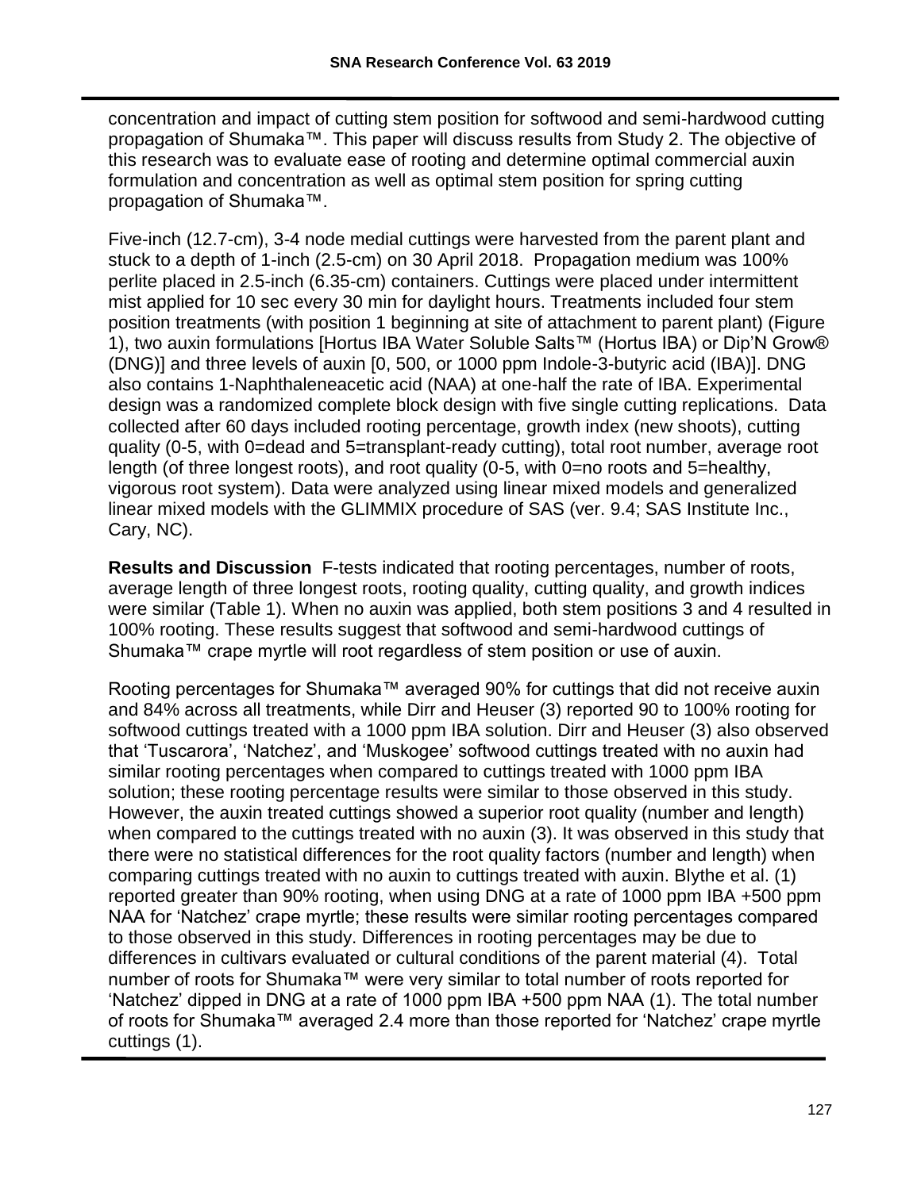concentration and impact of cutting stem position for softwood and semi-hardwood cutting propagation of Shumaka™. This paper will discuss results from Study 2. The objective of this research was to evaluate ease of rooting and determine optimal commercial auxin formulation and concentration as well as optimal stem position for spring cutting propagation of Shumaka™.

Five-inch (12.7-cm), 3-4 node medial cuttings were harvested from the parent plant and stuck to a depth of 1-inch (2.5-cm) on 30 April 2018. Propagation medium was 100% perlite placed in 2.5-inch (6.35-cm) containers. Cuttings were placed under intermittent mist applied for 10 sec every 30 min for daylight hours. Treatments included four stem position treatments (with position 1 beginning at site of attachment to parent plant) (Figure 1), two auxin formulations [Hortus IBA Water Soluble Salts™ (Hortus IBA) or Dip'N Grow® (DNG)] and three levels of auxin [0, 500, or 1000 ppm Indole-3-butyric acid (IBA)]. DNG also contains 1-Naphthaleneacetic acid (NAA) at one-half the rate of IBA. Experimental design was a randomized complete block design with five single cutting replications. Data collected after 60 days included rooting percentage, growth index (new shoots), cutting quality (0-5, with 0=dead and 5=transplant-ready cutting), total root number, average root length (of three longest roots), and root quality (0-5, with 0=no roots and 5=healthy, vigorous root system). Data were analyzed using linear mixed models and generalized linear mixed models with the GLIMMIX procedure of SAS (ver. 9.4; SAS Institute Inc., Cary, NC).

**Results and Discussion** F-tests indicated that rooting percentages, number of roots, average length of three longest roots, rooting quality, cutting quality, and growth indices were similar (Table 1). When no auxin was applied, both stem positions 3 and 4 resulted in 100% rooting. These results suggest that softwood and semi-hardwood cuttings of Shumaka™ crape myrtle will root regardless of stem position or use of auxin.

Rooting percentages for Shumaka™ averaged 90% for cuttings that did not receive auxin and 84% across all treatments, while Dirr and Heuser (3) reported 90 to 100% rooting for softwood cuttings treated with a 1000 ppm IBA solution. Dirr and Heuser (3) also observed that 'Tuscarora', 'Natchez', and 'Muskogee' softwood cuttings treated with no auxin had similar rooting percentages when compared to cuttings treated with 1000 ppm IBA solution; these rooting percentage results were similar to those observed in this study. However, the auxin treated cuttings showed a superior root quality (number and length) when compared to the cuttings treated with no auxin (3). It was observed in this study that there were no statistical differences for the root quality factors (number and length) when comparing cuttings treated with no auxin to cuttings treated with auxin. Blythe et al. (1) reported greater than 90% rooting, when using DNG at a rate of 1000 ppm IBA +500 ppm NAA for 'Natchez' crape myrtle; these results were similar rooting percentages compared to those observed in this study. Differences in rooting percentages may be due to differences in cultivars evaluated or cultural conditions of the parent material (4). Total number of roots for Shumaka™ were very similar to total number of roots reported for 'Natchez' dipped in DNG at a rate of 1000 ppm IBA +500 ppm NAA (1). The total number of roots for Shumaka™ averaged 2.4 more than those reported for 'Natchez' crape myrtle cuttings (1).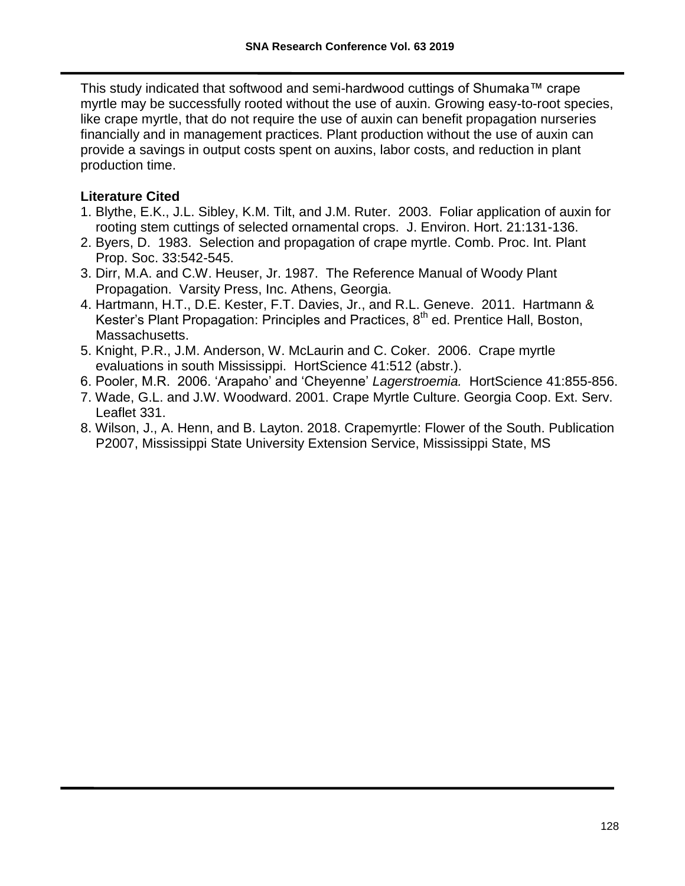This study indicated that softwood and semi-hardwood cuttings of Shumaka™ crape myrtle may be successfully rooted without the use of auxin. Growing easy-to-root species, like crape myrtle, that do not require the use of auxin can benefit propagation nurseries financially and in management practices. Plant production without the use of auxin can provide a savings in output costs spent on auxins, labor costs, and reduction in plant production time.

**Literature Cited**

1. Blythe, E.K., J.L. Sibley, K.M. Tilt, and J.M. Ruter. 2003. Foliar application of auxin for rooting stem cuttings of selected ornamental crops. J. Environ. Hort. 21:131-136.
2. Byers, D. 1983. Selection and propagation of crape myrtle. Comb. Proc. Int. Plant Prop. Soc. 33:542-545.
3. Dirr, M.A. and C.W. Heuser, Jr. 1987. The Reference Manual of Woody Plant Propagation. Varsity Press, Inc. Athens, Georgia.
4. Hartmann, H.T., D.E. Kester, F.T. Davies, Jr., and R.L. Geneve. 2011. Hartmann & Kester's Plant Propagation: Principles and Practices, 8th ed. Prentice Hall, Boston, Massachusetts.
5. Knight, P.R., J.M. Anderson, W. McLaurin and C. Coker. 2006. Crape myrtle evaluations in south Mississippi. HortScience 41:512 (abstr.).
6. Pooler, M.R. 2006. 'Arapaho' and 'Cheyenne' *Lagerstroemia.* HortScience 41:855-856.
7. Wade, G.L. and J.W. Woodward. 2001. Crape Myrtle Culture. Georgia Coop. Ext. Serv. Leaflet 331.
8. Wilson, J., A. Henn, and B. Layton. 2018. Crapemyrtle: Flower of the South. Publication P2007, Mississippi State University Extension Service, Mississippi State, MS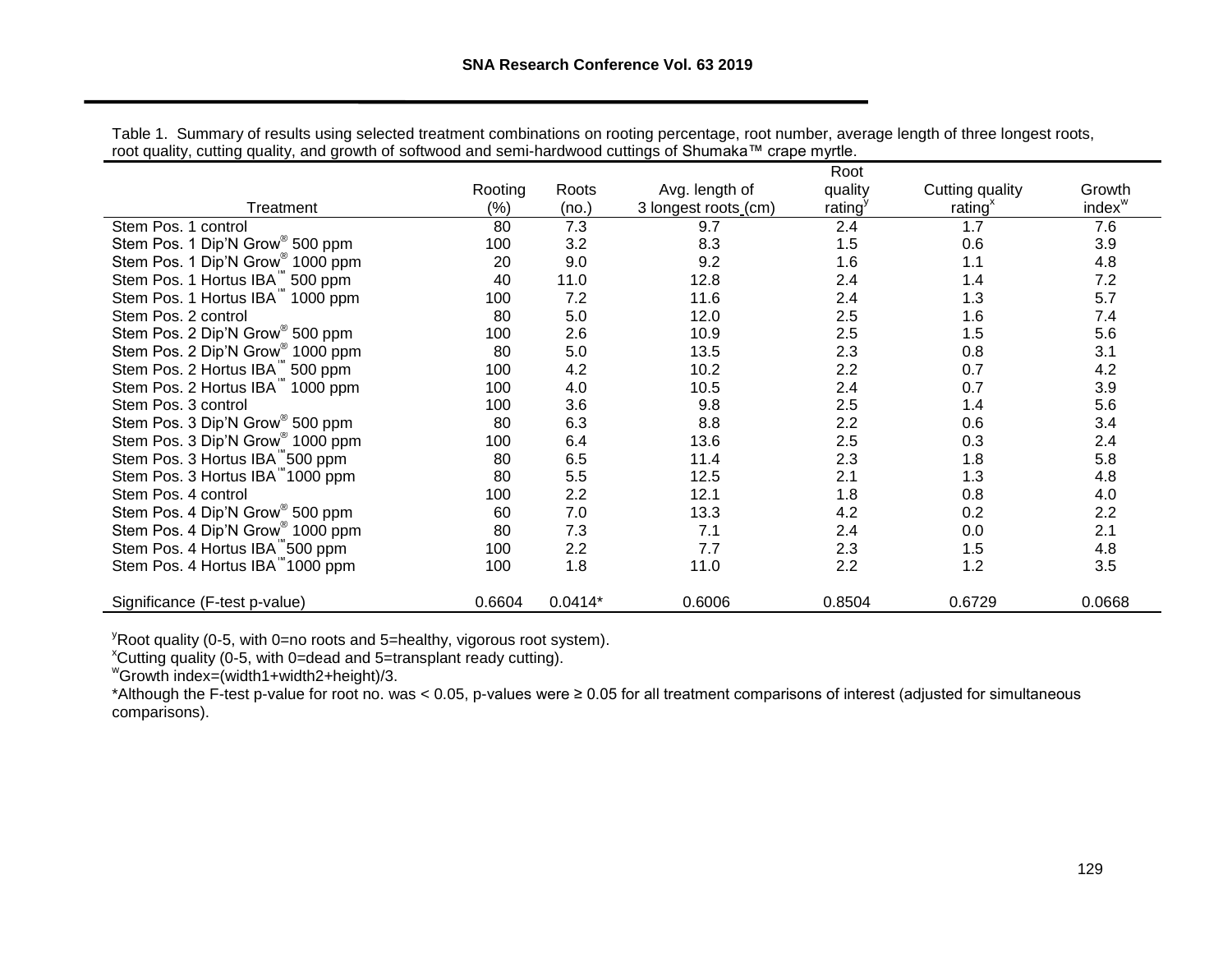Table 1. Summary of results using selected treatment combinations on rooting percentage, root number, average length of three longest roots, root quality, cutting quality, and growth of softwood and semi-hardwood cuttings of Shumaka™ crape myrtle.

| Treatment | Rooting (%) | Roots (no.) | Avg. length of 3 longest roots (cm) | Root quality rating[y] | Cutting quality rating[x] | Growth index[w] |
|---|---|---|---|---|---|---|
| Stem Pos. 1 control | 80 | 7.3 | 9.7 | 2.4 | 1.7 | 7.6 |
| Stem Pos. 1 Dip'N Grow® 500 ppm | 100 | 3.2 | 8.3 | 1.5 | 0.6 | 3.9 |
| Stem Pos. 1 Dip'N Grow® 1000 ppm | 20 | 9.0 | 9.2 | 1.6 | 1.1 | 4.8 |
| Stem Pos. 1 Hortus IBA™ 500 ppm | 40 | 11.0 | 12.8 | 2.4 | 1.4 | 7.2 |
| Stem Pos. 1 Hortus IBA™ 1000 ppm | 100 | 7.2 | 11.6 | 2.4 | 1.3 | 5.7 |
| Stem Pos. 2 control | 80 | 5.0 | 12.0 | 2.5 | 1.6 | 7.4 |
| Stem Pos. 2 Dip'N Grow® 500 ppm | 100 | 2.6 | 10.9 | 2.5 | 1.5 | 5.6 |
| Stem Pos. 2 Dip'N Grow® 1000 ppm | 80 | 5.0 | 13.5 | 2.3 | 0.8 | 3.1 |
| Stem Pos. 2 Hortus IBA™ 500 ppm | 100 | 4.2 | 10.2 | 2.2 | 0.7 | 4.2 |
| Stem Pos. 2 Hortus IBA™ 1000 ppm | 100 | 4.0 | 10.5 | 2.4 | 0.7 | 3.9 |
| Stem Pos. 3 control | 100 | 3.6 | 9.8 | 2.5 | 1.4 | 5.6 |
| Stem Pos. 3 Dip'N Grow® 500 ppm | 80 | 6.3 | 8.8 | 2.2 | 0.6 | 3.4 |
| Stem Pos. 3 Dip'N Grow® 1000 ppm | 100 | 6.4 | 13.6 | 2.5 | 0.3 | 2.4 |
| Stem Pos. 3 Hortus IBA™ 500 ppm | 80 | 6.5 | 11.4 | 2.3 | 1.8 | 5.8 |
| Stem Pos. 3 Hortus IBA™ 1000 ppm | 80 | 5.5 | 12.5 | 2.1 | 1.3 | 4.8 |
| Stem Pos. 4 control | 100 | 2.2 | 12.1 | 1.8 | 0.8 | 4.0 |
| Stem Pos. 4 Dip'N Grow® 500 ppm | 60 | 7.0 | 13.3 | 4.2 | 0.2 | 2.2 |
| Stem Pos. 4 Dip'N Grow® 1000 ppm | 80 | 7.3 | 7.1 | 2.4 | 0.0 | 2.1 |
| Stem Pos. 4 Hortus IBA™ 500 ppm | 100 | 2.2 | 7.7 | 2.3 | 1.5 | 4.8 |
| Stem Pos. 4 Hortus IBA™ 1000 ppm | 100 | 1.8 | 11.0 | 2.2 | 1.2 | 3.5 |
| Significance (F-test p-value) | 0.6604 | 0.0414* | 0.6006 | 0.8504 | 0.6729 | 0.0668 |

[y]Root quality (0-5, with 0=no roots and 5=healthy, vigorous root system).

[x]Cutting quality (0-5, with 0=dead and 5=transplant ready cutting).

[w]Growth index=(width1+width2+height)/3.

*Although the F-test p-value for root no. was < 0.05, p-values were ≥ 0.05 for all treatment comparisons of interest (adjusted for simultaneous comparisons).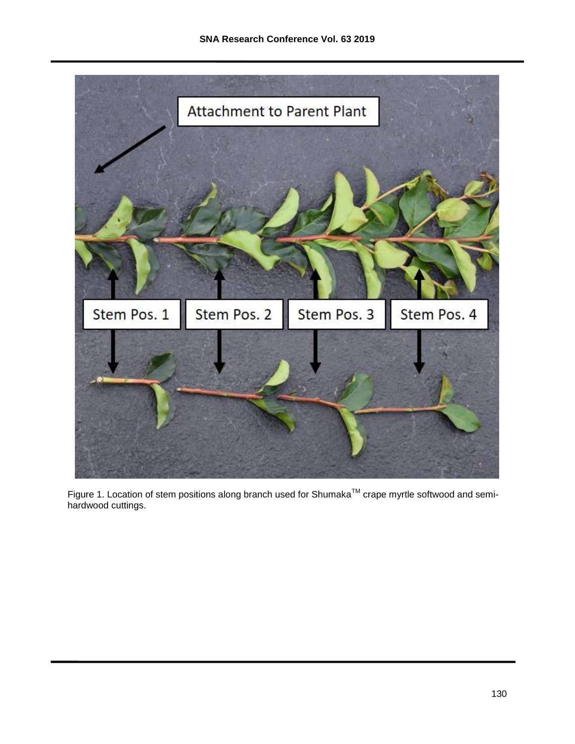Figure 1. Location of stem positions along branch used for Shumaka™ crape myrtle softwood and semi-hardwood cuttings.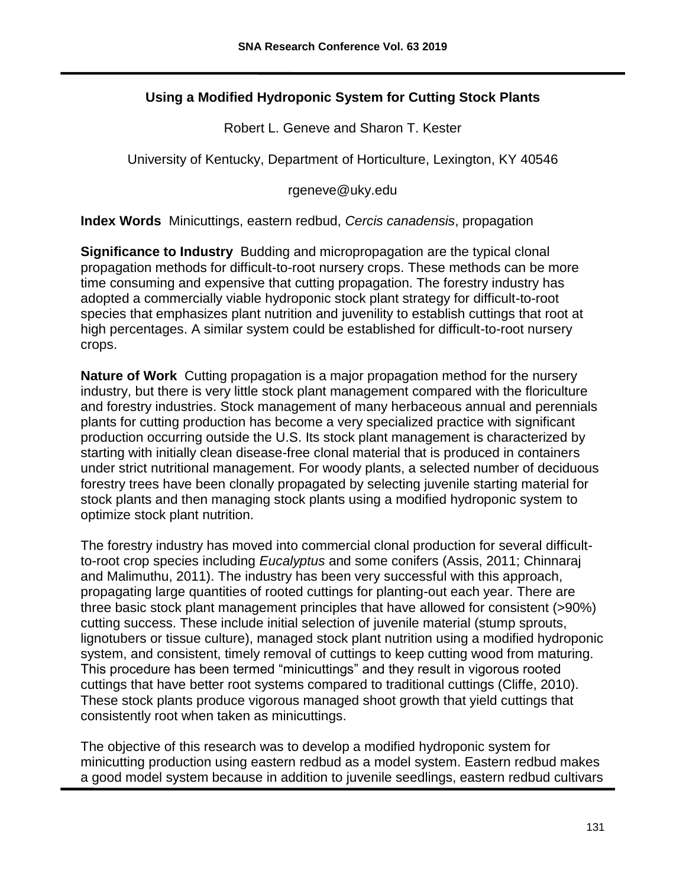## Using a Modified Hydroponic System for Cutting Stock Plants

Robert L. Geneve and Sharon T. Kester

University of Kentucky, Department of Horticulture, Lexington, KY 40546

rgeneve@uky.edu

**Index Words** Minicuttings, eastern redbud, *Cercis canadensis*, propagation

**Significance to Industry** Budding and micropropagation are the typical clonal propagation methods for difficult-to-root nursery crops. These methods can be more time consuming and expensive that cutting propagation. The forestry industry has adopted a commercially viable hydroponic stock plant strategy for difficult-to-root species that emphasizes plant nutrition and juvenility to establish cuttings that root at high percentages. A similar system could be established for difficult-to-root nursery crops.

**Nature of Work** Cutting propagation is a major propagation method for the nursery industry, but there is very little stock plant management compared with the floriculture and forestry industries. Stock management of many herbaceous annual and perennials plants for cutting production has become a very specialized practice with significant production occurring outside the U.S. Its stock plant management is characterized by starting with initially clean disease-free clonal material that is produced in containers under strict nutritional management. For woody plants, a selected number of deciduous forestry trees have been clonally propagated by selecting juvenile starting material for stock plants and then managing stock plants using a modified hydroponic system to optimize stock plant nutrition.

The forestry industry has moved into commercial clonal production for several difficult-to-root crop species including *Eucalyptus* and some conifers (Assis, 2011; Chinnaraj and Malimuthu, 2011). The industry has been very successful with this approach, propagating large quantities of rooted cuttings for planting-out each year. There are three basic stock plant management principles that have allowed for consistent (>90%) cutting success. These include initial selection of juvenile material (stump sprouts, lignotubers or tissue culture), managed stock plant nutrition using a modified hydroponic system, and consistent, timely removal of cuttings to keep cutting wood from maturing. This procedure has been termed "minicuttings" and they result in vigorous rooted cuttings that have better root systems compared to traditional cuttings (Cliffe, 2010). These stock plants produce vigorous managed shoot growth that yield cuttings that consistently root when taken as minicuttings.

The objective of this research was to develop a modified hydroponic system for minicutting production using eastern redbud as a model system. Eastern redbud makes a good model system because in addition to juvenile seedlings, eastern redbud cultivars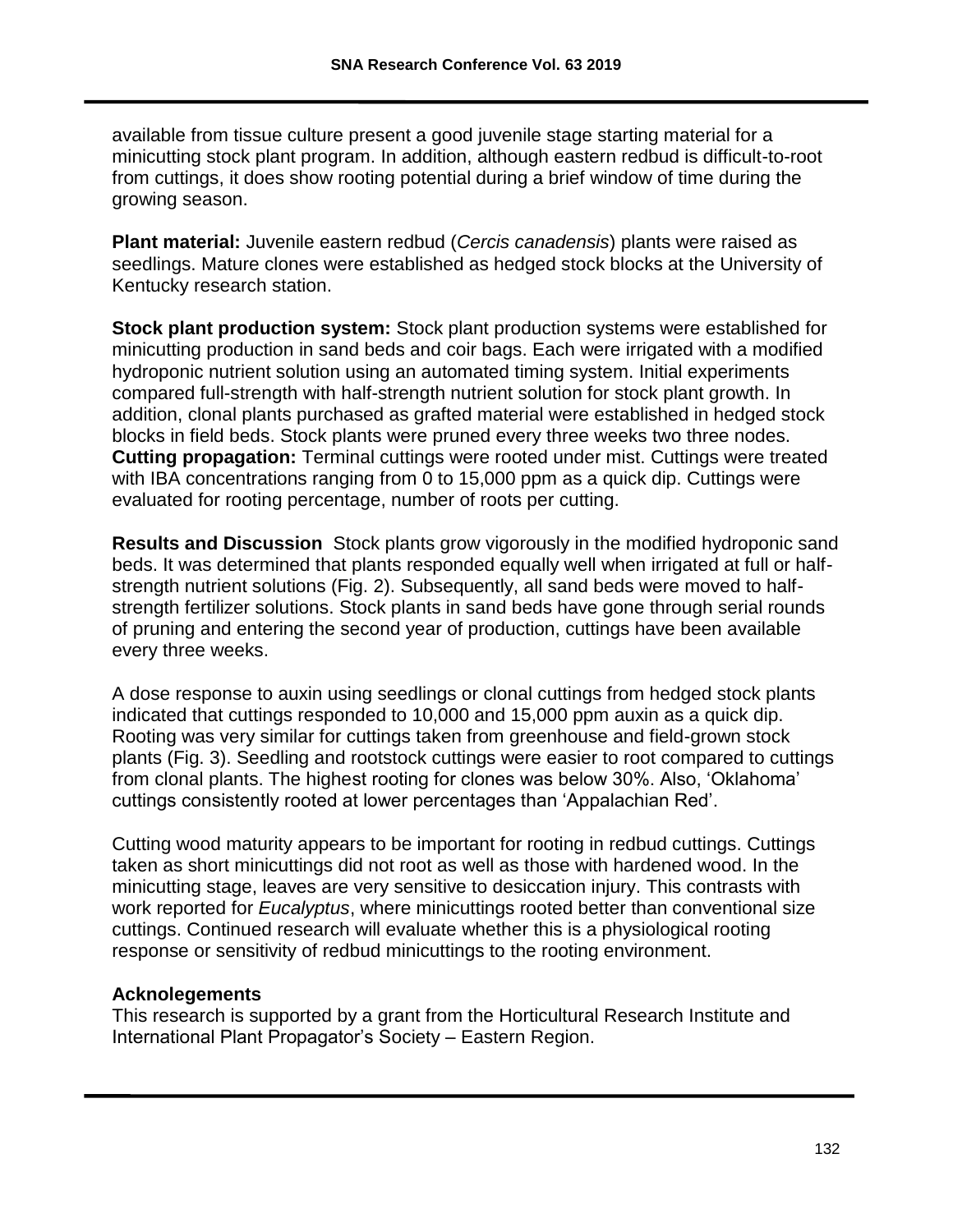available from tissue culture present a good juvenile stage starting material for a minicutting stock plant program. In addition, although eastern redbud is difficult-to-root from cuttings, it does show rooting potential during a brief window of time during the growing season.

**Plant material:** Juvenile eastern redbud (*Cercis canadensis*) plants were raised as seedlings. Mature clones were established as hedged stock blocks at the University of Kentucky research station.

**Stock plant production system:** Stock plant production systems were established for minicutting production in sand beds and coir bags. Each were irrigated with a modified hydroponic nutrient solution using an automated timing system. Initial experiments compared full-strength with half-strength nutrient solution for stock plant growth. In addition, clonal plants purchased as grafted material were established in hedged stock blocks in field beds. Stock plants were pruned every three weeks two three nodes.
**Cutting propagation:** Terminal cuttings were rooted under mist. Cuttings were treated with IBA concentrations ranging from 0 to 15,000 ppm as a quick dip. Cuttings were evaluated for rooting percentage, number of roots per cutting.

**Results and Discussion** Stock plants grow vigorously in the modified hydroponic sand beds. It was determined that plants responded equally well when irrigated at full or half-strength nutrient solutions (Fig. 2). Subsequently, all sand beds were moved to half-strength fertilizer solutions. Stock plants in sand beds have gone through serial rounds of pruning and entering the second year of production, cuttings have been available every three weeks.

A dose response to auxin using seedlings or clonal cuttings from hedged stock plants indicated that cuttings responded to 10,000 and 15,000 ppm auxin as a quick dip. Rooting was very similar for cuttings taken from greenhouse and field-grown stock plants (Fig. 3). Seedling and rootstock cuttings were easier to root compared to cuttings from clonal plants. The highest rooting for clones was below 30%. Also, 'Oklahoma' cuttings consistently rooted at lower percentages than 'Appalachian Red'.

Cutting wood maturity appears to be important for rooting in redbud cuttings. Cuttings taken as short minicuttings did not root as well as those with hardened wood. In the minicutting stage, leaves are very sensitive to desiccation injury. This contrasts with work reported for *Eucalyptus*, where minicuttings rooted better than conventional size cuttings. Continued research will evaluate whether this is a physiological rooting response or sensitivity of redbud minicuttings to the rooting environment.

## Acknolegements

This research is supported by a grant from the Horticultural Research Institute and International Plant Propagator's Society – Eastern Region.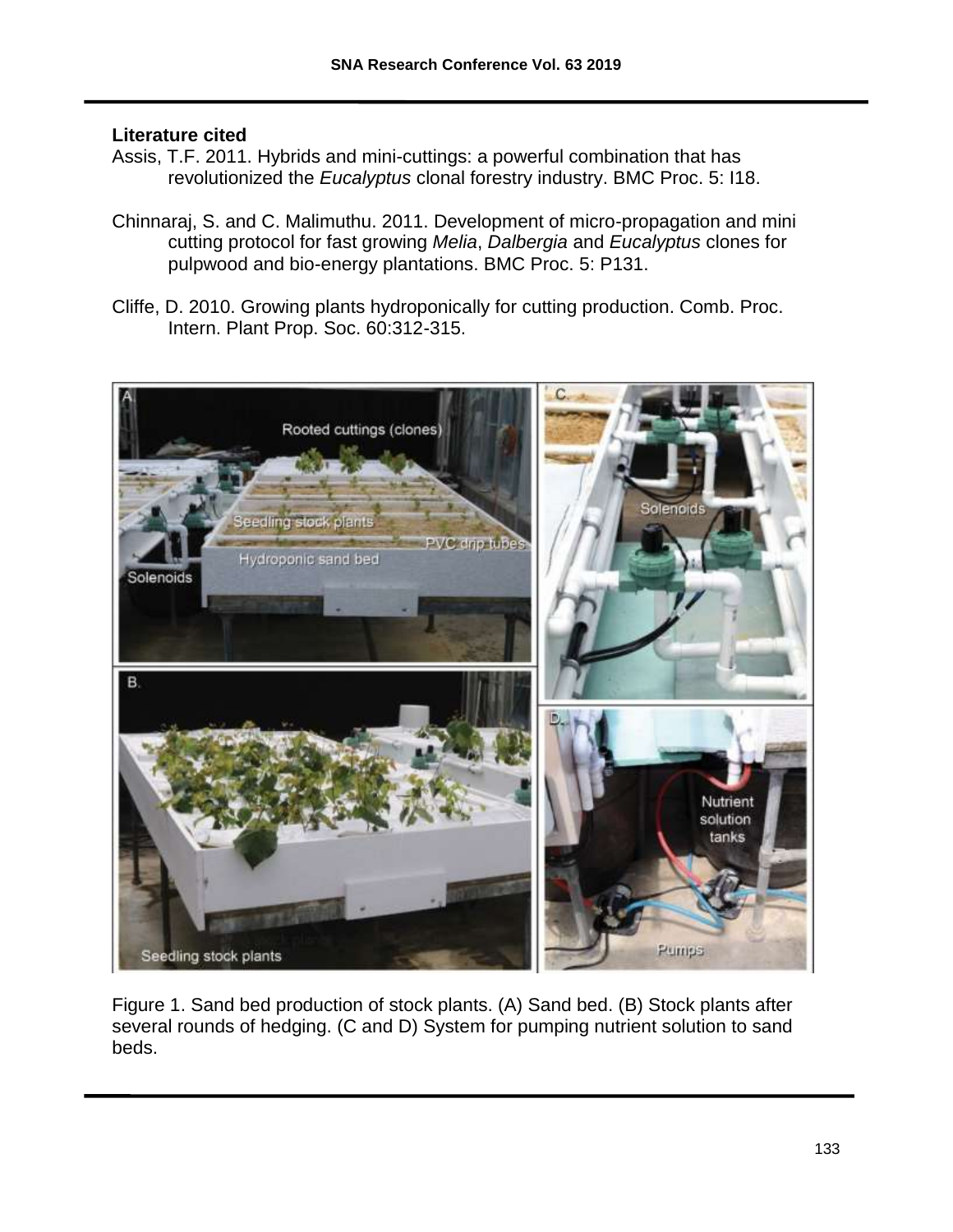**Literature cited**

Assis, T.F. 2011. Hybrids and mini-cuttings: a powerful combination that has revolutionized the *Eucalyptus* clonal forestry industry. BMC Proc. 5: I18.

Chinnaraj, S. and C. Malimuthu. 2011. Development of micro-propagation and mini cutting protocol for fast growing *Melia*, *Dalbergia* and *Eucalyptus* clones for pulpwood and bio-energy plantations. BMC Proc. 5: P131.

Cliffe, D. 2010. Growing plants hydroponically for cutting production. Comb. Proc. Intern. Plant Prop. Soc. 60:312-315.

Figure 1. Sand bed production of stock plants. (A) Sand bed. (B) Stock plants after several rounds of hedging. (C and D) System for pumping nutrient solution to sand beds.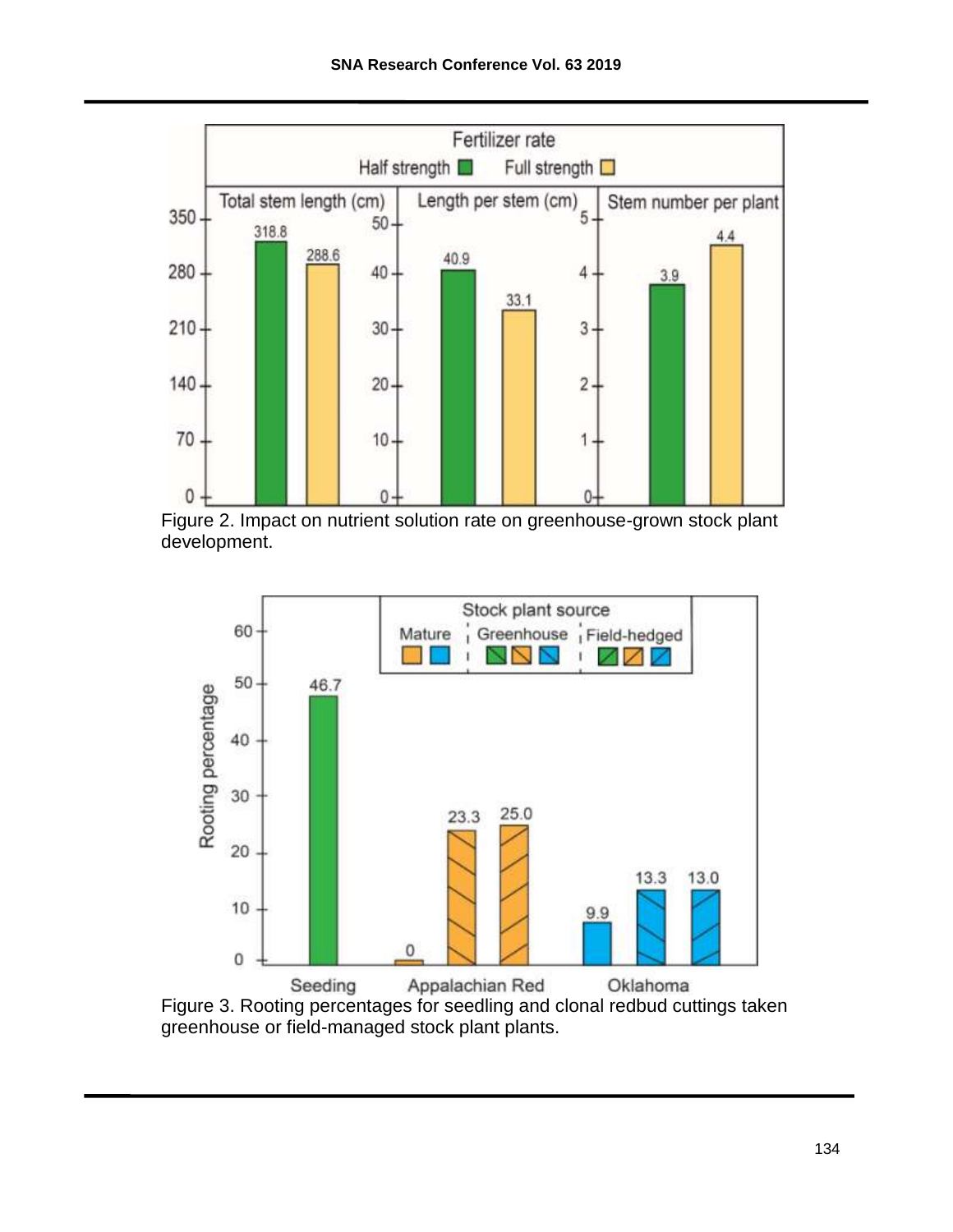Figure 2. Impact on nutrient solution rate on greenhouse-grown stock plant development.

Figure 3. Rooting percentages for seedling and clonal redbud cuttings taken greenhouse or field-managed stock plant plants.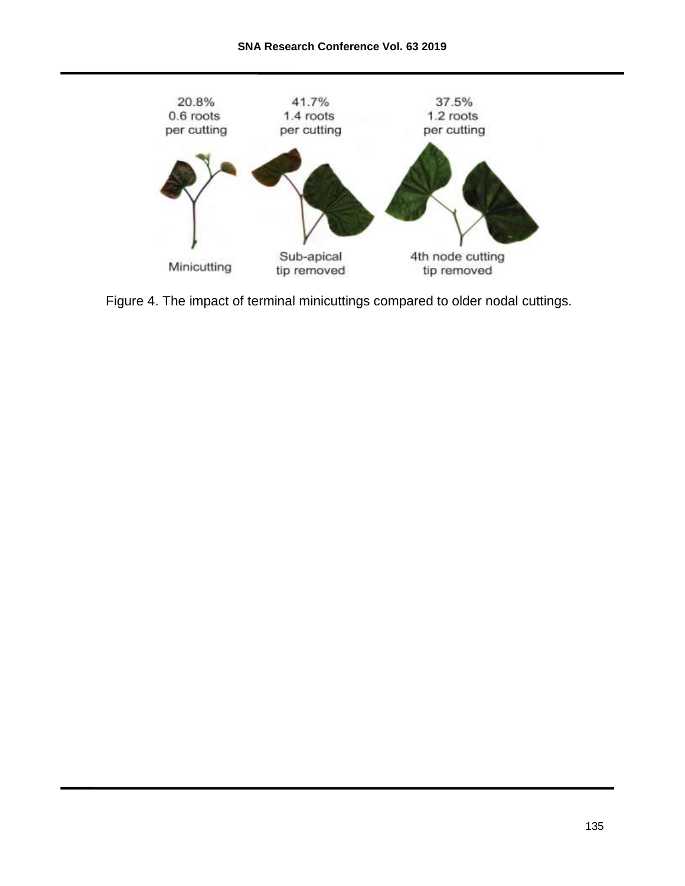20.8%
0.6 roots
per cutting

41.7%
1.4 roots
per cutting

37.5%
1.2 roots
per cutting

Minicutting

Sub-apical
tip removed

4th node cutting
tip removed

Figure 4. The impact of terminal minicuttings compared to older nodal cuttings.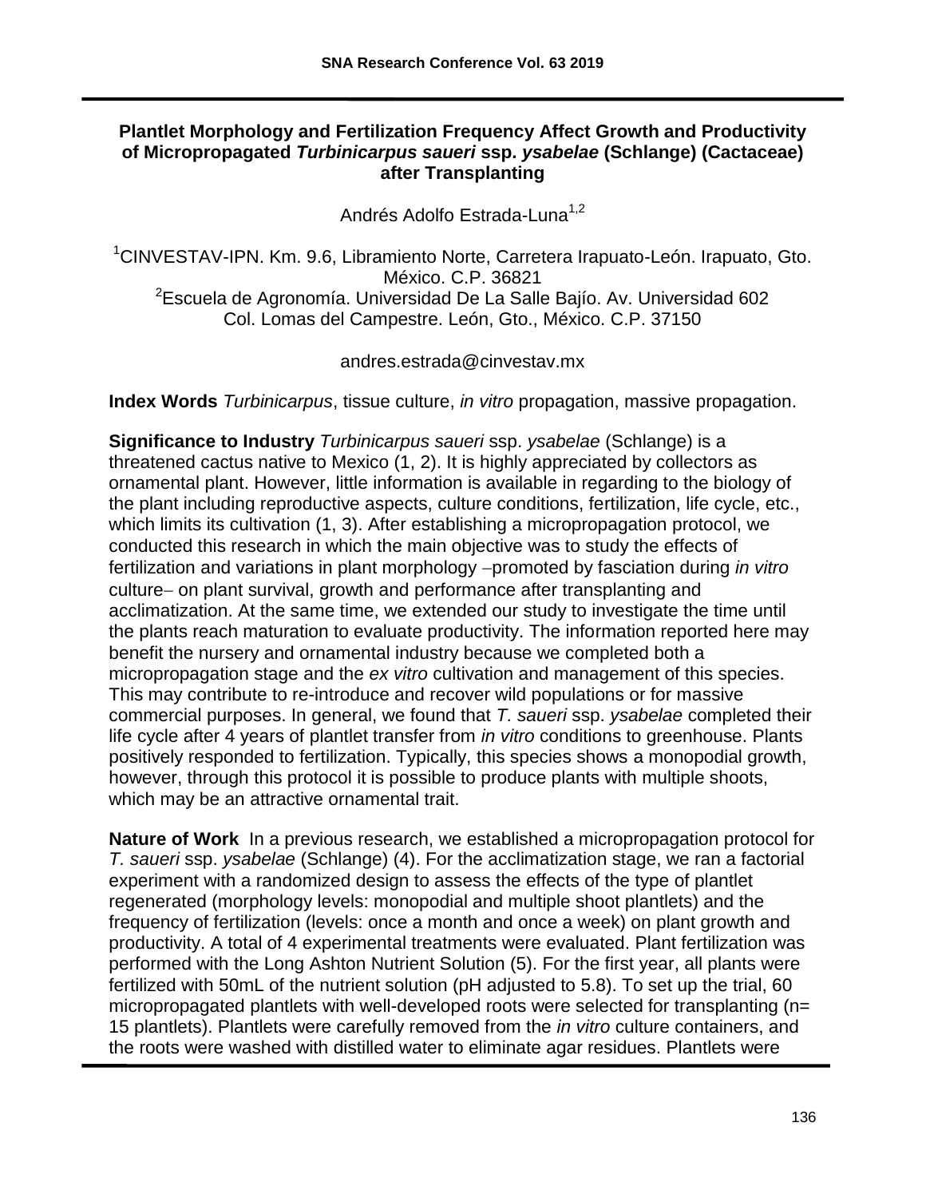# Plantlet Morphology and Fertilization Frequency Affect Growth and Productivity of Micropropagated *Turbinicarpus saueri* ssp. *ysabelae* (Schlange) (Cactaceae) after Transplanting

Andrés Adolfo Estrada-Luna[1,2]

[1]CINVESTAV-IPN. Km. 9.6, Libramiento Norte, Carretera Irapuato-León. Irapuato, Gto. México. C.P. 36821
[2]Escuela de Agronomía. Universidad De La Salle Bajío. Av. Universidad 602 Col. Lomas del Campestre. León, Gto., México. C.P. 37150

andres.estrada@cinvestav.mx

**Index Words** *Turbinicarpus*, tissue culture, *in vitro* propagation, massive propagation.

**Significance to Industry** *Turbinicarpus saueri* ssp. *ysabelae* (Schlange) is a threatened cactus native to Mexico (1, 2). It is highly appreciated by collectors as ornamental plant. However, little information is available in regarding to the biology of the plant including reproductive aspects, culture conditions, fertilization, life cycle, etc., which limits its cultivation (1, 3). After establishing a micropropagation protocol, we conducted this research in which the main objective was to study the effects of fertilization and variations in plant morphology −promoted by fasciation during *in vitro* culture− on plant survival, growth and performance after transplanting and acclimatization. At the same time, we extended our study to investigate the time until the plants reach maturation to evaluate productivity. The information reported here may benefit the nursery and ornamental industry because we completed both a micropropagation stage and the *ex vitro* cultivation and management of this species. This may contribute to re-introduce and recover wild populations or for massive commercial purposes. In general, we found that *T. saueri* ssp. *ysabelae* completed their life cycle after 4 years of plantlet transfer from *in vitro* conditions to greenhouse. Plants positively responded to fertilization. Typically, this species shows a monopodial growth, however, through this protocol it is possible to produce plants with multiple shoots, which may be an attractive ornamental trait.

**Nature of Work** In a previous research, we established a micropropagation protocol for *T. saueri* ssp. *ysabelae* (Schlange) (4). For the acclimatization stage, we ran a factorial experiment with a randomized design to assess the effects of the type of plantlet regenerated (morphology levels: monopodial and multiple shoot plantlets) and the frequency of fertilization (levels: once a month and once a week) on plant growth and productivity. A total of 4 experimental treatments were evaluated. Plant fertilization was performed with the Long Ashton Nutrient Solution (5). For the first year, all plants were fertilized with 50mL of the nutrient solution (pH adjusted to 5.8). To set up the trial, 60 micropropagated plantlets with well-developed roots were selected for transplanting (n= 15 plantlets). Plantlets were carefully removed from the *in vitro* culture containers, and the roots were washed with distilled water to eliminate agar residues. Plantlets were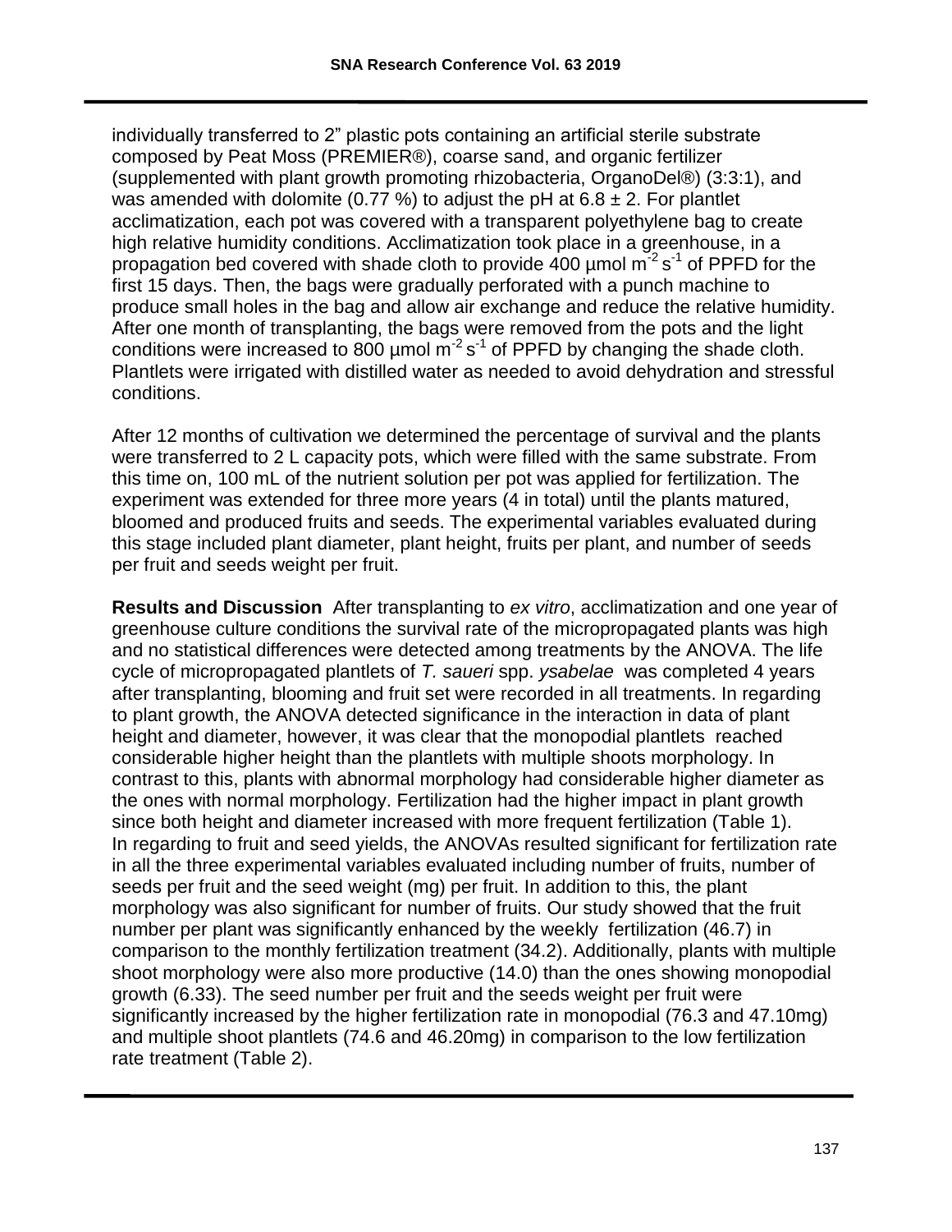individually transferred to 2” plastic pots containing an artificial sterile substrate composed by Peat Moss (PREMIER®), coarse sand, and organic fertilizer (supplemented with plant growth promoting rhizobacteria, OrganoDel®) (3:3:1), and was amended with dolomite (0.77 %) to adjust the pH at 6.8 ± 2. For plantlet acclimatization, each pot was covered with a transparent polyethylene bag to create high relative humidity conditions. Acclimatization took place in a greenhouse, in a propagation bed covered with shade cloth to provide 400 µmol $m^{-2} s^{-1}$ of PPFD for the first 15 days. Then, the bags were gradually perforated with a punch machine to produce small holes in the bag and allow air exchange and reduce the relative humidity. After one month of transplanting, the bags were removed from the pots and the light conditions were increased to 800 µmol $m^{-2} s^{-1}$ of PPFD by changing the shade cloth. Plantlets were irrigated with distilled water as needed to avoid dehydration and stressful conditions.

After 12 months of cultivation we determined the percentage of survival and the plants were transferred to 2 L capacity pots, which were filled with the same substrate. From this time on, 100 mL of the nutrient solution per pot was applied for fertilization. The experiment was extended for three more years (4 in total) until the plants matured, bloomed and produced fruits and seeds. The experimental variables evaluated during this stage included plant diameter, plant height, fruits per plant, and number of seeds per fruit and seeds weight per fruit.

**Results and Discussion** After transplanting to *ex vitro*, acclimatization and one year of greenhouse culture conditions the survival rate of the micropropagated plants was high and no statistical differences were detected among treatments by the ANOVA. The life cycle of micropropagated plantlets of *T. saueri* spp. *ysabelae* was completed 4 years after transplanting, blooming and fruit set were recorded in all treatments. In regarding to plant growth, the ANOVA detected significance in the interaction in data of plant height and diameter, however, it was clear that the monopodial plantlets reached considerable higher height than the plantlets with multiple shoots morphology. In contrast to this, plants with abnormal morphology had considerable higher diameter as the ones with normal morphology. Fertilization had the higher impact in plant growth since both height and diameter increased with more frequent fertilization (Table 1). In regarding to fruit and seed yields, the ANOVAs resulted significant for fertilization rate in all the three experimental variables evaluated including number of fruits, number of seeds per fruit and the seed weight (mg) per fruit. In addition to this, the plant morphology was also significant for number of fruits. Our study showed that the fruit number per plant was significantly enhanced by the weekly fertilization (46.7) in comparison to the monthly fertilization treatment (34.2). Additionally, plants with multiple shoot morphology were also more productive (14.0) than the ones showing monopodial growth (6.33). The seed number per fruit and the seeds weight per fruit were significantly increased by the higher fertilization rate in monopodial (76.3 and 47.10mg) and multiple shoot plantlets (74.6 and 46.20mg) in comparison to the low fertilization rate treatment (Table 2).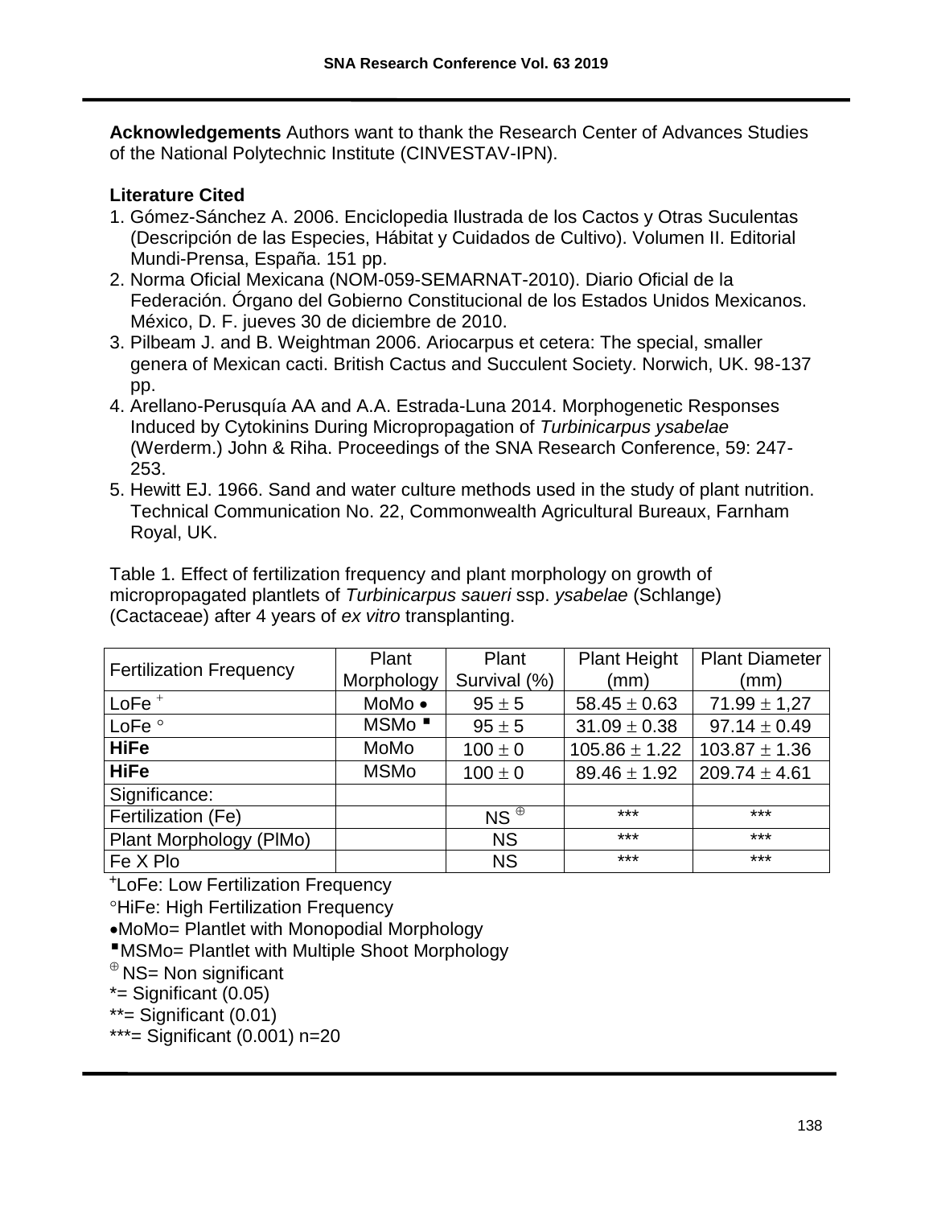**Acknowledgements** Authors want to thank the Research Center of Advances Studies of the National Polytechnic Institute (CINVESTAV-IPN).

**Literature Cited**

1. Gómez-Sánchez A. 2006. Enciclopedia Ilustrada de los Cactos y Otras Suculentas (Descripción de las Especies, Hábitat y Cuidados de Cultivo). Volumen II. Editorial Mundi-Prensa, España. 151 pp.
2. Norma Oficial Mexicana (NOM-059-SEMARNAT-2010). Diario Oficial de la Federación. Órgano del Gobierno Constitucional de los Estados Unidos Mexicanos. México, D. F. jueves 30 de diciembre de 2010.
3. Pilbeam J. and B. Weightman 2006. Ariocarpus et cetera: The special, smaller genera of Mexican cacti. British Cactus and Succulent Society. Norwich, UK. 98-137 pp.
4. Arellano-Perusquía AA and A.A. Estrada-Luna 2014. Morphogenetic Responses Induced by Cytokinins During Micropropagation of *Turbinicarpus ysabelae* (Werderm.) John & Riha. Proceedings of the SNA Research Conference, 59: 247-253.
5. Hewitt EJ. 1966. Sand and water culture methods used in the study of plant nutrition. Technical Communication No. 22, Commonwealth Agricultural Bureaux, Farnham Royal, UK.

Table 1. Effect of fertilization frequency and plant morphology on growth of micropropagated plantlets of *Turbinicarpus saueri* ssp. *ysabelae* (Schlange) (Cactaceae) after 4 years of *ex vitro* transplanting.

| Fertilization Frequency | Plant Morphology | Plant Survival (%) | Plant Height (mm) | Plant Diameter (mm) |
|---|---|---|---|---|
| LoFe ⁺ | MoMo • | $95 \pm 5$ | $58.45 \pm 0.63$ | $71.99 \pm 1,27$ |
| LoFe ° | MSMo ▪ | $95 \pm 5$ | $31.09 \pm 0.38$ | $97.14 \pm 0.49$ |
| **HiFe** | MoMo | $100 \pm 0$ | $105.86 \pm 1.22$ | $103.87 \pm 1.36$ |
| **HiFe** | MSMo | $100 \pm 0$ | $89.46 \pm 1.92$ | $209.74 \pm 4.61$ |
| Significance: | | | | |
| Fertilization (Fe) | | NS ⊕ | *** | *** |
| Plant Morphology (PlMo) | | NS | *** | *** |
| Fe X Plo | | NS | *** | *** |

⁺LoFe: Low Fertilization Frequency

°HiFe: High Fertilization Frequency

•MoMo= Plantlet with Monopodial Morphology

▪MSMo= Plantlet with Multiple Shoot Morphology

⊕ NS= Non significant

*= Significant (0.05)

**= Significant (0.01)

***= Significant (0.001) n=20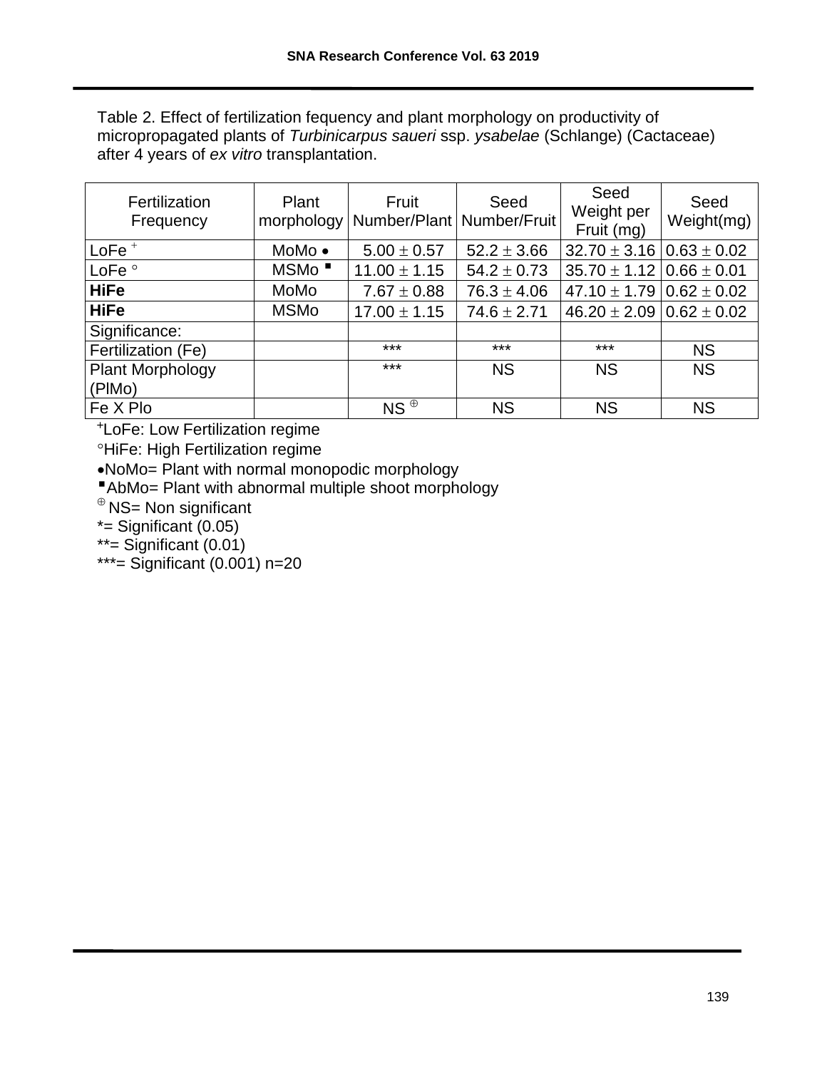Table 2. Effect of fertilization fequency and plant morphology on productivity of micropropagated plants of *Turbinicarpus saueri* ssp. *ysabelae* (Schlange) (Cactaceae) after 4 years of *ex vitro* transplantation.

| Fertilization Frequency | Plant morphology | Fruit Number/Plant | Seed Number/Fruit | Seed Weight per Fruit (mg) | Seed Weight(mg) |
|---|---|---|---|---|---|
| LoFe [+] | MoMo • | 5.00 ± 0.57 | 52.2 ± 3.66 | 32.70 ± 3.16 | 0.63 ± 0.02 |
| LoFe ° | MSMo ▪ | 11.00 ± 1.15 | 54.2 ± 0.73 | 35.70 ± 1.12 | 0.66 ± 0.01 |
| **HiFe** | MoMo | 7.67 ± 0.88 | 76.3 ± 4.06 | 47.10 ± 1.79 | 0.62 ± 0.02 |
| **HiFe** | MSMo | 17.00 ± 1.15 | 74.6 ± 2.71 | 46.20 ± 2.09 | 0.62 ± 0.02 |
| Significance: | | | | | |
| Fertilization (Fe) | | *** | *** | *** | NS |
| Plant Morphology (PlMo) | | *** | NS | NS | NS |
| Fe X Plo | | NS ⊕ | NS | NS | NS |

[+]LoFe: Low Fertilization regime

°HiFe: High Fertilization regime

•NoMo= Plant with normal monopodic morphology

▪AbMo= Plant with abnormal multiple shoot morphology

⊕ NS= Non significant

*= Significant (0.05)

**= Significant (0.01)

***= Significant (0.001) n=20